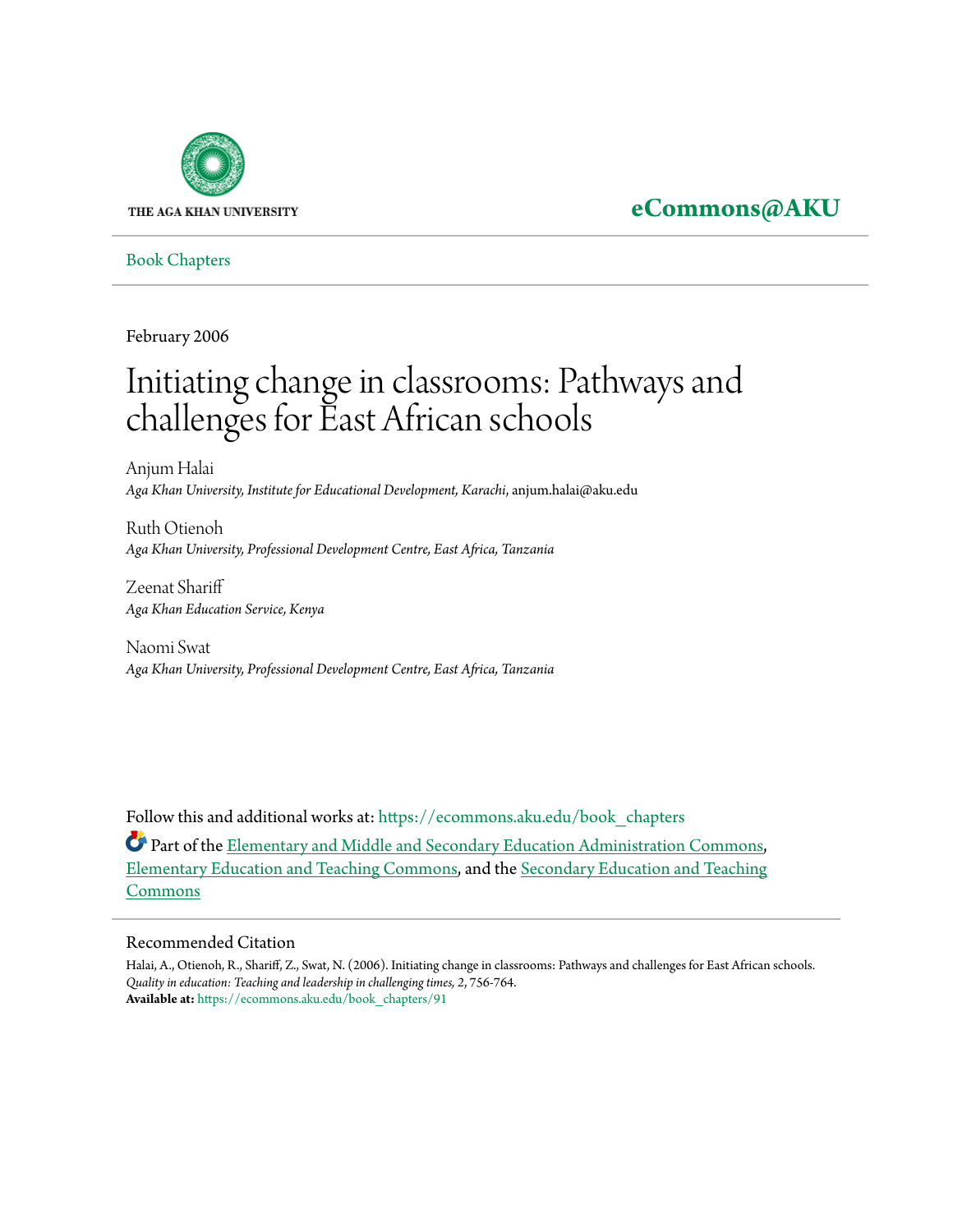THE AGA KHAN UNIVERSITY

**eCommons@AKU**

Book Chapters

February 2006

# Initiating change in classrooms: Pathways and challenges for East African schools

Anjum Halai
*Aga Khan University, Institute for Educational Development, Karachi*, anjum.halai@aku.edu

Ruth Otienoh
*Aga Khan University, Professional Development Centre, East Africa, Tanzania*

Zeenat Shariff
*Aga Khan Education Service, Kenya*

Naomi Swat
*Aga Khan University, Professional Development Centre, East Africa, Tanzania*

Follow this and additional works at: https://ecommons.aku.edu/book_chapters

Part of the Elementary and Middle and Secondary Education Administration Commons, Elementary Education and Teaching Commons, and the Secondary Education and Teaching Commons

## Recommended Citation

Halai, A., Otienoh, R., Shariff, Z., Swat, N. (2006). Initiating change in classrooms: Pathways and challenges for East African schools. *Quality in education: Teaching and leadership in challenging times, 2*, 756-764.
**Available at:** https://ecommons.aku.edu/book_chapters/91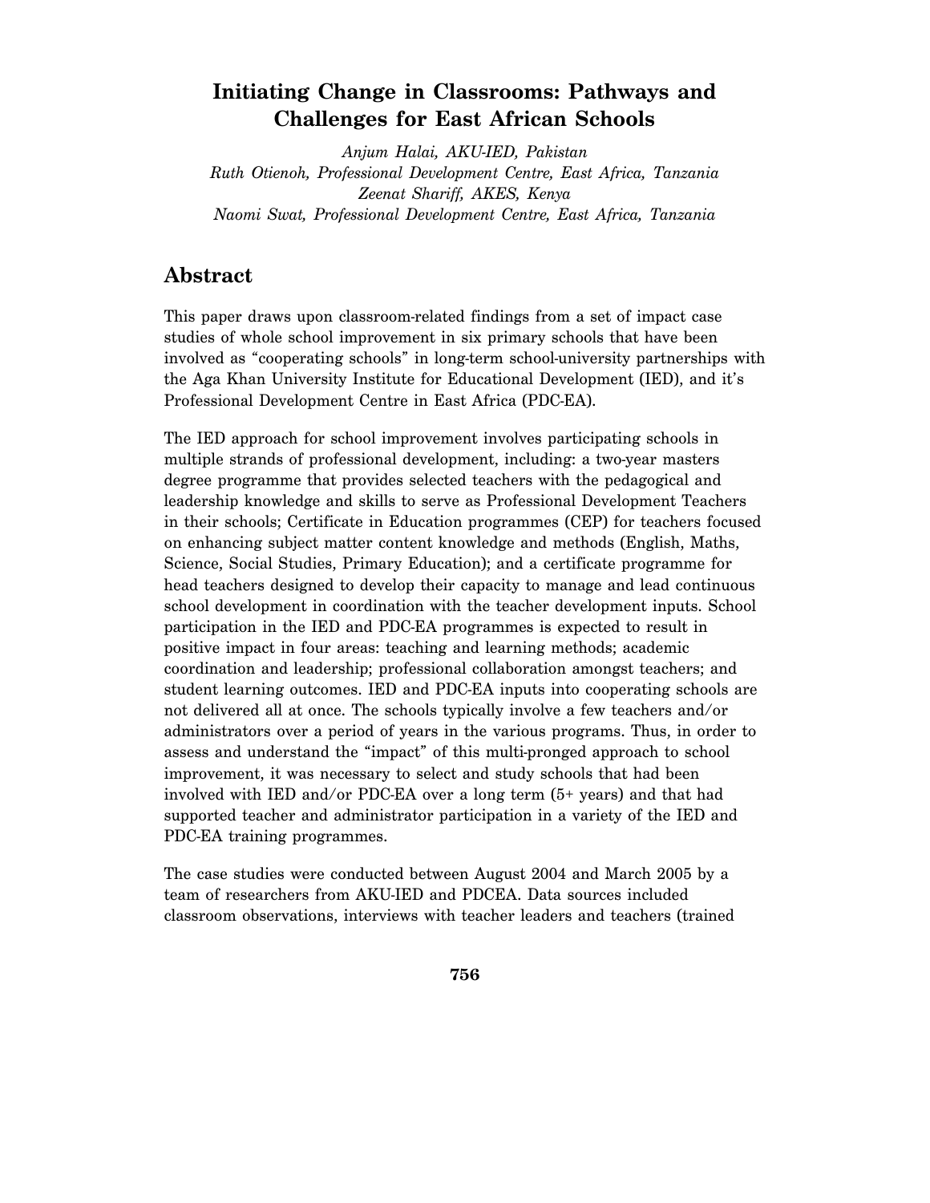# Initiating Change in Classrooms: Pathways and Challenges for East African Schools

*Anjum Halai, AKU-IED, Pakistan*
*Ruth Otienoh, Professional Development Centre, East Africa, Tanzania*
*Zeenat Shariff, AKES, Kenya*
*Naomi Swat, Professional Development Centre, East Africa, Tanzania*

## Abstract

This paper draws upon classroom-related findings from a set of impact case studies of whole school improvement in six primary schools that have been involved as "cooperating schools" in long-term school-university partnerships with the Aga Khan University Institute for Educational Development (IED), and it's Professional Development Centre in East Africa (PDC-EA).

The IED approach for school improvement involves participating schools in multiple strands of professional development, including: a two-year masters degree programme that provides selected teachers with the pedagogical and leadership knowledge and skills to serve as Professional Development Teachers in their schools; Certificate in Education programmes (CEP) for teachers focused on enhancing subject matter content knowledge and methods (English, Maths, Science, Social Studies, Primary Education); and a certificate programme for head teachers designed to develop their capacity to manage and lead continuous school development in coordination with the teacher development inputs. School participation in the IED and PDC-EA programmes is expected to result in positive impact in four areas: teaching and learning methods; academic coordination and leadership; professional collaboration amongst teachers; and student learning outcomes. IED and PDC-EA inputs into cooperating schools are not delivered all at once. The schools typically involve a few teachers and/or administrators over a period of years in the various programs. Thus, in order to assess and understand the "impact" of this multi-pronged approach to school improvement, it was necessary to select and study schools that had been involved with IED and/or PDC-EA over a long term (5+ years) and that had supported teacher and administrator participation in a variety of the IED and PDC-EA training programmes.

The case studies were conducted between August 2004 and March 2005 by a team of researchers from AKU-IED and PDCEA. Data sources included classroom observations, interviews with teacher leaders and teachers (trained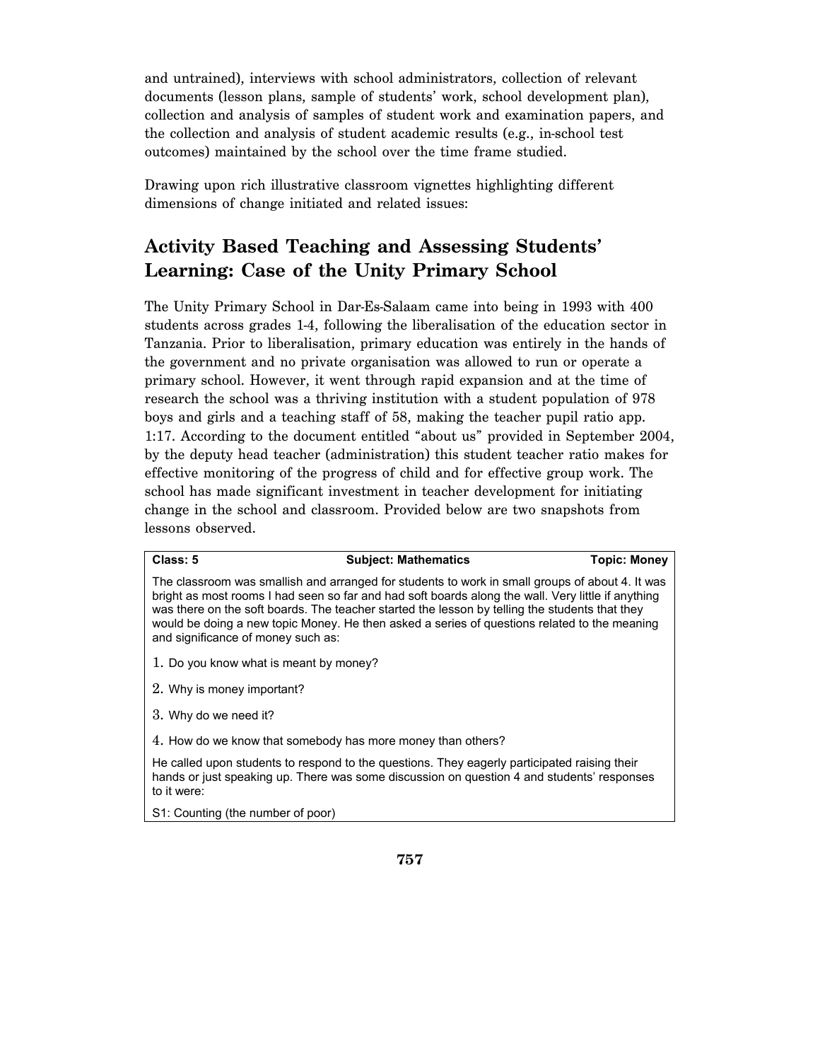and untrained), interviews with school administrators, collection of relevant documents (lesson plans, sample of students' work, school development plan), collection and analysis of samples of student work and examination papers, and the collection and analysis of student academic results (e.g., in-school test outcomes) maintained by the school over the time frame studied.

Drawing upon rich illustrative classroom vignettes highlighting different dimensions of change initiated and related issues:

## Activity Based Teaching and Assessing Students' Learning: Case of the Unity Primary School

The Unity Primary School in Dar-Es-Salaam came into being in 1993 with 400 students across grades 1-4, following the liberalisation of the education sector in Tanzania. Prior to liberalisation, primary education was entirely in the hands of the government and no private organisation was allowed to run or operate a primary school. However, it went through rapid expansion and at the time of research the school was a thriving institution with a student population of 978 boys and girls and a teaching staff of 58, making the teacher pupil ratio app. 1:17. According to the document entitled "about us" provided in September 2004, by the deputy head teacher (administration) this student teacher ratio makes for effective monitoring of the progress of child and for effective group work. The school has made significant investment in teacher development for initiating change in the school and classroom. Provided below are two snapshots from lessons observed.

**Class: 5** | **Subject: Mathematics** | **Topic: Money**

The classroom was smallish and arranged for students to work in small groups of about 4. It was bright as most rooms I had seen so far and had soft boards along the wall. Very little if anything was there on the soft boards. The teacher started the lesson by telling the students that they would be doing a new topic Money. He then asked a series of questions related to the meaning and significance of money such as:

1. Do you know what is meant by money?
2. Why is money important?
3. Why do we need it?
4. How do we know that somebody has more money than others?

He called upon students to respond to the questions. They eagerly participated raising their hands or just speaking up. There was some discussion on question 4 and students' responses to it were:

S1: Counting (the number of poor)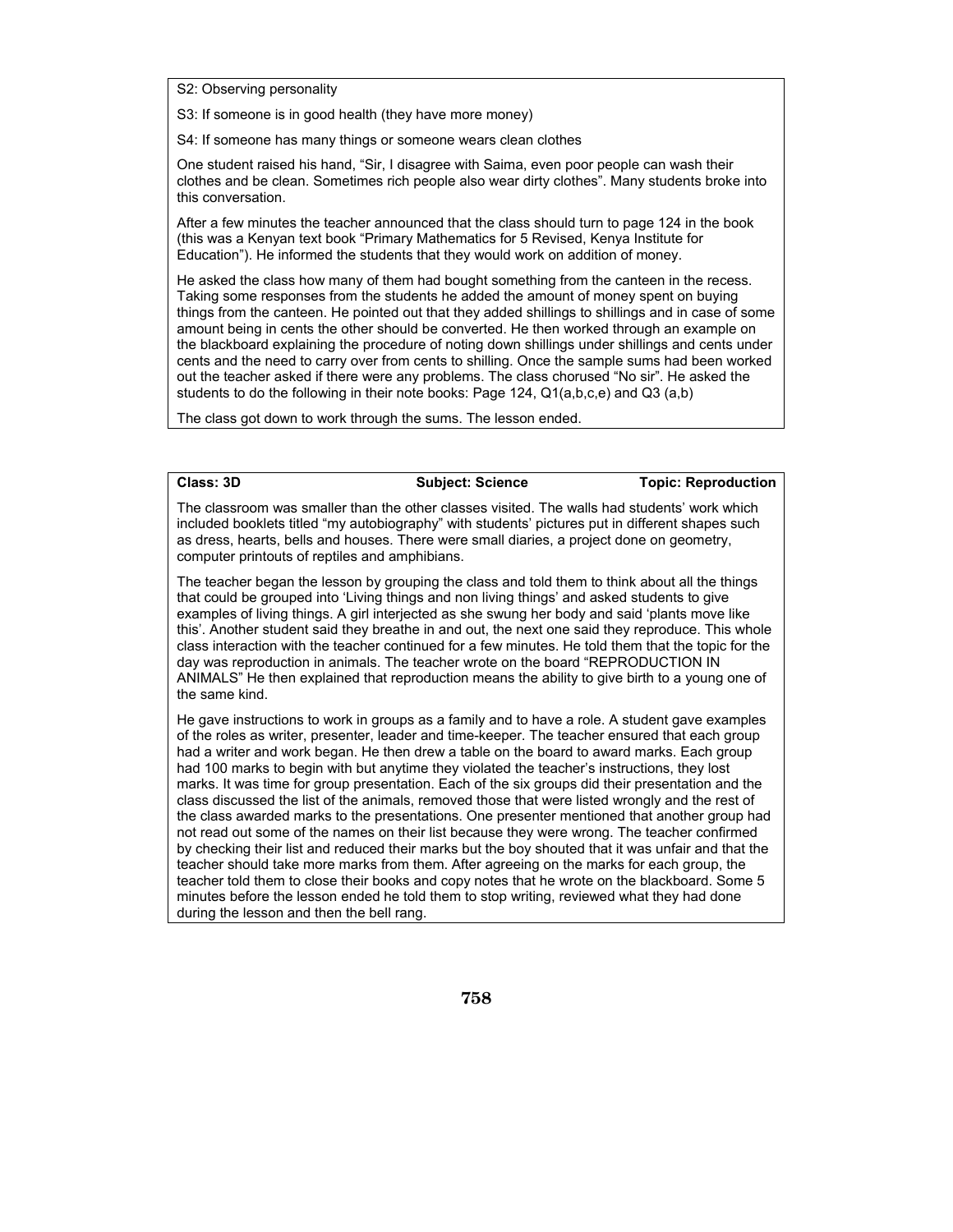S2: Observing personality

S3: If someone is in good health (they have more money)

S4: If someone has many things or someone wears clean clothes

One student raised his hand, "Sir, I disagree with Saima, even poor people can wash their clothes and be clean. Sometimes rich people also wear dirty clothes". Many students broke into this conversation.

After a few minutes the teacher announced that the class should turn to page 124 in the book (this was a Kenyan text book "Primary Mathematics for 5 Revised, Kenya Institute for Education"). He informed the students that they would work on addition of money.

He asked the class how many of them had bought something from the canteen in the recess. Taking some responses from the students he added the amount of money spent on buying things from the canteen. He pointed out that they added shillings to shillings and in case of some amount being in cents the other should be converted. He then worked through an example on the blackboard explaining the procedure of noting down shillings under shillings and cents under cents and the need to carry over from cents to shilling. Once the sample sums had been worked out the teacher asked if there were any problems. The class chorused "No sir". He asked the students to do the following in their note books: Page 124, Q1(a,b,c,e) and Q3 (a,b)

The class got down to work through the sums. The lesson ended.

**Class: 3D** **Subject: Science** **Topic: Reproduction**

The classroom was smaller than the other classes visited. The walls had students' work which included booklets titled "my autobiography" with students' pictures put in different shapes such as dress, hearts, bells and houses. There were small diaries, a project done on geometry, computer printouts of reptiles and amphibians.

The teacher began the lesson by grouping the class and told them to think about all the things that could be grouped into 'Living things and non living things' and asked students to give examples of living things. A girl interjected as she swung her body and said 'plants move like this'. Another student said they breathe in and out, the next one said they reproduce. This whole class interaction with the teacher continued for a few minutes. He told them that the topic for the day was reproduction in animals. The teacher wrote on the board "REPRODUCTION IN ANIMALS" He then explained that reproduction means the ability to give birth to a young one of the same kind.

He gave instructions to work in groups as a family and to have a role. A student gave examples of the roles as writer, presenter, leader and time-keeper. The teacher ensured that each group had a writer and work began. He then drew a table on the board to award marks. Each group had 100 marks to begin with but anytime they violated the teacher's instructions, they lost marks. It was time for group presentation. Each of the six groups did their presentation and the class discussed the list of the animals, removed those that were listed wrongly and the rest of the class awarded marks to the presentations. One presenter mentioned that another group had not read out some of the names on their list because they were wrong. The teacher confirmed by checking their list and reduced their marks but the boy shouted that it was unfair and that the teacher should take more marks from them. After agreeing on the marks for each group, the teacher told them to close their books and copy notes that he wrote on the blackboard. Some 5 minutes before the lesson ended he told them to stop writing, reviewed what they had done during the lesson and then the bell rang.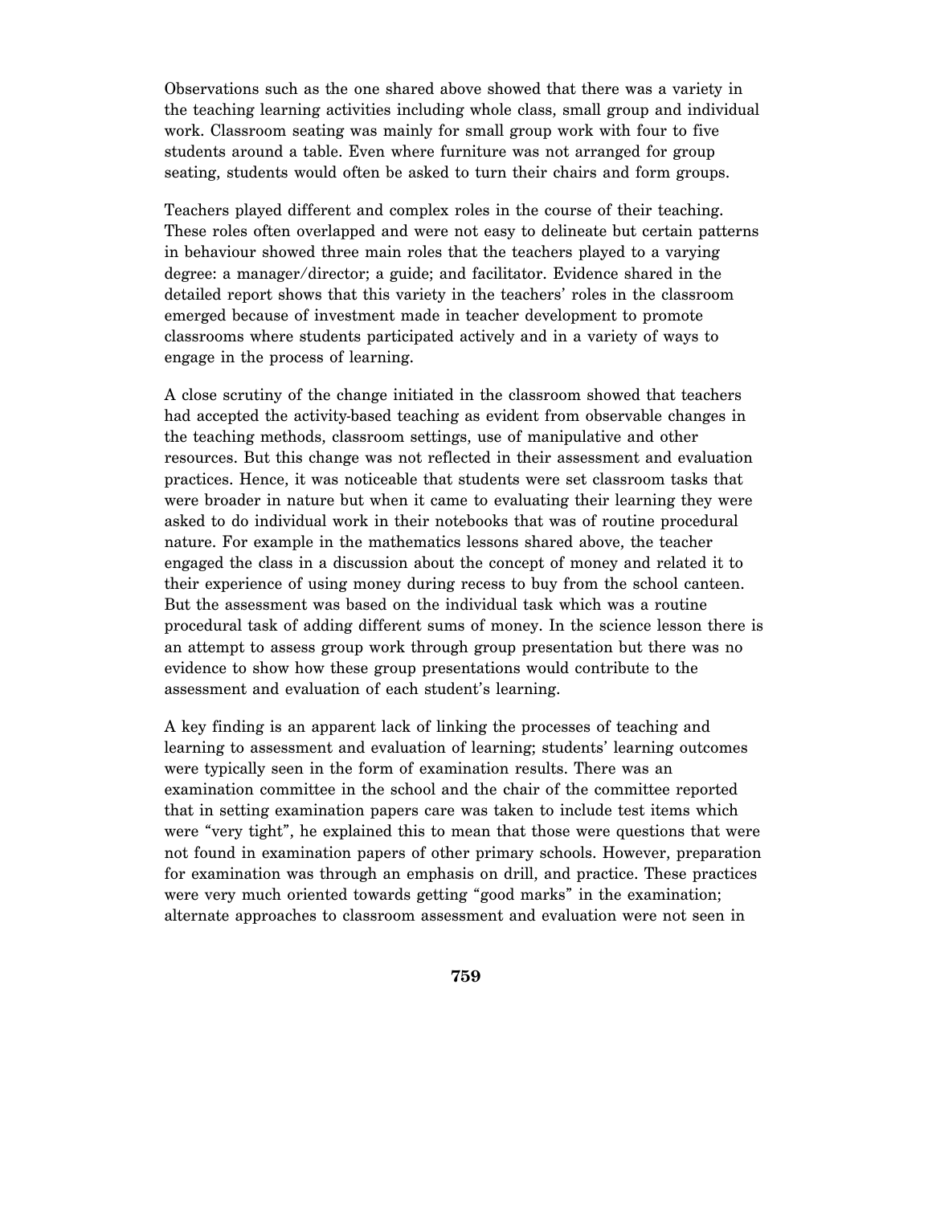Observations such as the one shared above showed that there was a variety in the teaching learning activities including whole class, small group and individual work. Classroom seating was mainly for small group work with four to five students around a table. Even where furniture was not arranged for group seating, students would often be asked to turn their chairs and form groups.

Teachers played different and complex roles in the course of their teaching. These roles often overlapped and were not easy to delineate but certain patterns in behaviour showed three main roles that the teachers played to a varying degree: a manager/director; a guide; and facilitator. Evidence shared in the detailed report shows that this variety in the teachers' roles in the classroom emerged because of investment made in teacher development to promote classrooms where students participated actively and in a variety of ways to engage in the process of learning.

A close scrutiny of the change initiated in the classroom showed that teachers had accepted the activity-based teaching as evident from observable changes in the teaching methods, classroom settings, use of manipulative and other resources. But this change was not reflected in their assessment and evaluation practices. Hence, it was noticeable that students were set classroom tasks that were broader in nature but when it came to evaluating their learning they were asked to do individual work in their notebooks that was of routine procedural nature. For example in the mathematics lessons shared above, the teacher engaged the class in a discussion about the concept of money and related it to their experience of using money during recess to buy from the school canteen. But the assessment was based on the individual task which was a routine procedural task of adding different sums of money. In the science lesson there is an attempt to assess group work through group presentation but there was no evidence to show how these group presentations would contribute to the assessment and evaluation of each student's learning.

A key finding is an apparent lack of linking the processes of teaching and learning to assessment and evaluation of learning; students' learning outcomes were typically seen in the form of examination results. There was an examination committee in the school and the chair of the committee reported that in setting examination papers care was taken to include test items which were "very tight", he explained this to mean that those were questions that were not found in examination papers of other primary schools. However, preparation for examination was through an emphasis on drill, and practice. These practices were very much oriented towards getting "good marks" in the examination; alternate approaches to classroom assessment and evaluation were not seen in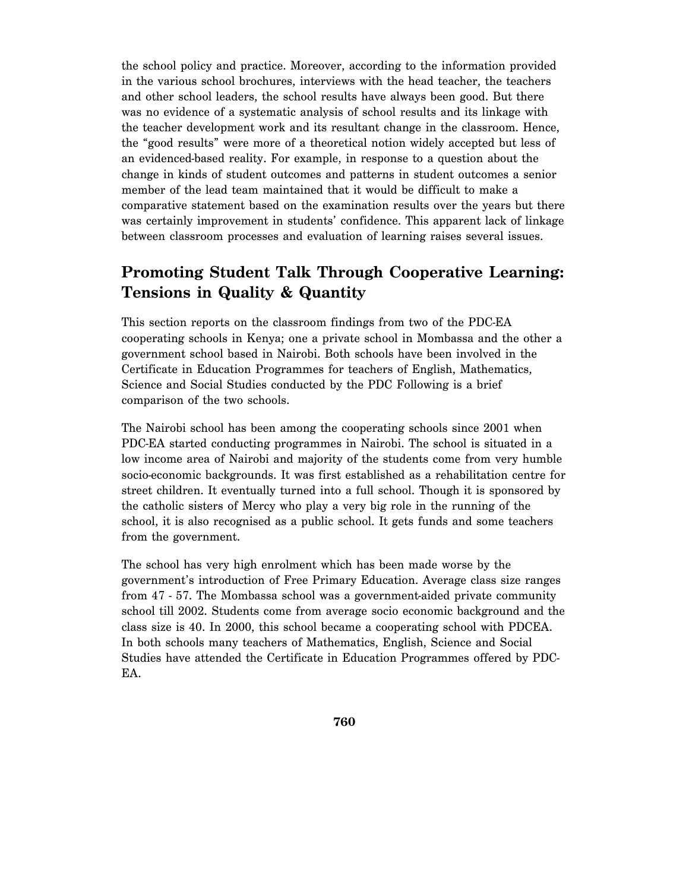the school policy and practice. Moreover, according to the information provided in the various school brochures, interviews with the head teacher, the teachers and other school leaders, the school results have always been good. But there was no evidence of a systematic analysis of school results and its linkage with the teacher development work and its resultant change in the classroom. Hence, the "good results" were more of a theoretical notion widely accepted but less of an evidenced-based reality. For example, in response to a question about the change in kinds of student outcomes and patterns in student outcomes a senior member of the lead team maintained that it would be difficult to make a comparative statement based on the examination results over the years but there was certainly improvement in students' confidence. This apparent lack of linkage between classroom processes and evaluation of learning raises several issues.

## Promoting Student Talk Through Cooperative Learning: Tensions in Quality & Quantity

This section reports on the classroom findings from two of the PDC-EA cooperating schools in Kenya; one a private school in Mombassa and the other a government school based in Nairobi. Both schools have been involved in the Certificate in Education Programmes for teachers of English, Mathematics, Science and Social Studies conducted by the PDC Following is a brief comparison of the two schools.

The Nairobi school has been among the cooperating schools since 2001 when PDC-EA started conducting programmes in Nairobi. The school is situated in a low income area of Nairobi and majority of the students come from very humble socio-economic backgrounds. It was first established as a rehabilitation centre for street children. It eventually turned into a full school. Though it is sponsored by the catholic sisters of Mercy who play a very big role in the running of the school, it is also recognised as a public school. It gets funds and some teachers from the government.

The school has very high enrolment which has been made worse by the government's introduction of Free Primary Education. Average class size ranges from 47 - 57. The Mombassa school was a government-aided private community school till 2002. Students come from average socio economic background and the class size is 40. In 2000, this school became a cooperating school with PDCEA. In both schools many teachers of Mathematics, English, Science and Social Studies have attended the Certificate in Education Programmes offered by PDC-EA.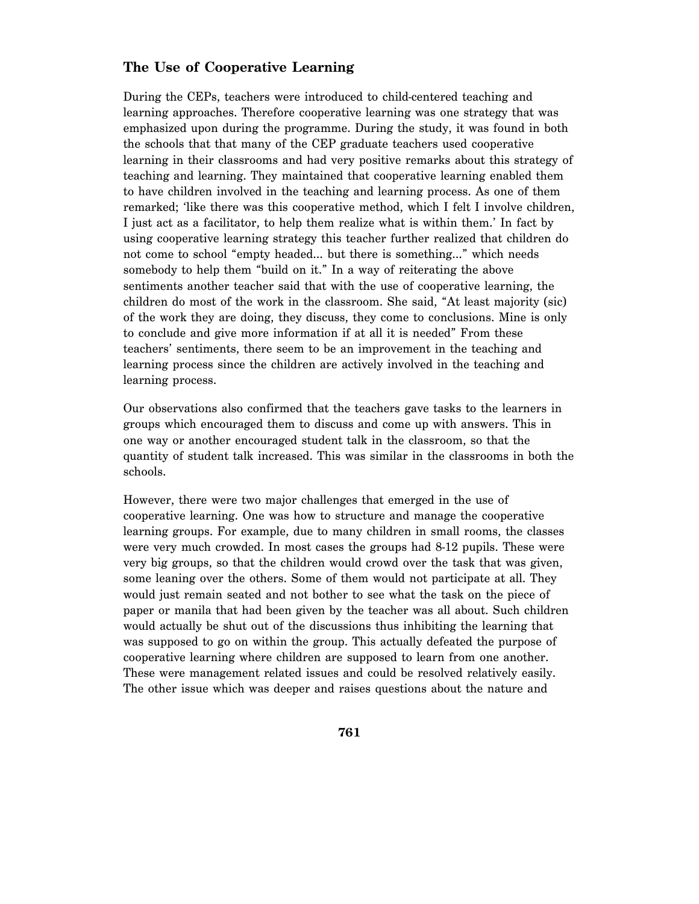## The Use of Cooperative Learning

During the CEPs, teachers were introduced to child-centered teaching and learning approaches. Therefore cooperative learning was one strategy that was emphasized upon during the programme. During the study, it was found in both the schools that that many of the CEP graduate teachers used cooperative learning in their classrooms and had very positive remarks about this strategy of teaching and learning. They maintained that cooperative learning enabled them to have children involved in the teaching and learning process. As one of them remarked; 'like there was this cooperative method, which I felt I involve children, I just act as a facilitator, to help them realize what is within them.' In fact by using cooperative learning strategy this teacher further realized that children do not come to school "empty headed... but there is something..." which needs somebody to help them "build on it." In a way of reiterating the above sentiments another teacher said that with the use of cooperative learning, the children do most of the work in the classroom. She said, "At least majority (sic) of the work they are doing, they discuss, they come to conclusions. Mine is only to conclude and give more information if at all it is needed" From these teachers' sentiments, there seem to be an improvement in the teaching and learning process since the children are actively involved in the teaching and learning process.

Our observations also confirmed that the teachers gave tasks to the learners in groups which encouraged them to discuss and come up with answers. This in one way or another encouraged student talk in the classroom, so that the quantity of student talk increased. This was similar in the classrooms in both the schools.

However, there were two major challenges that emerged in the use of cooperative learning. One was how to structure and manage the cooperative learning groups. For example, due to many children in small rooms, the classes were very much crowded. In most cases the groups had 8-12 pupils. These were very big groups, so that the children would crowd over the task that was given, some leaning over the others. Some of them would not participate at all. They would just remain seated and not bother to see what the task on the piece of paper or manila that had been given by the teacher was all about. Such children would actually be shut out of the discussions thus inhibiting the learning that was supposed to go on within the group. This actually defeated the purpose of cooperative learning where children are supposed to learn from one another. These were management related issues and could be resolved relatively easily. The other issue which was deeper and raises questions about the nature and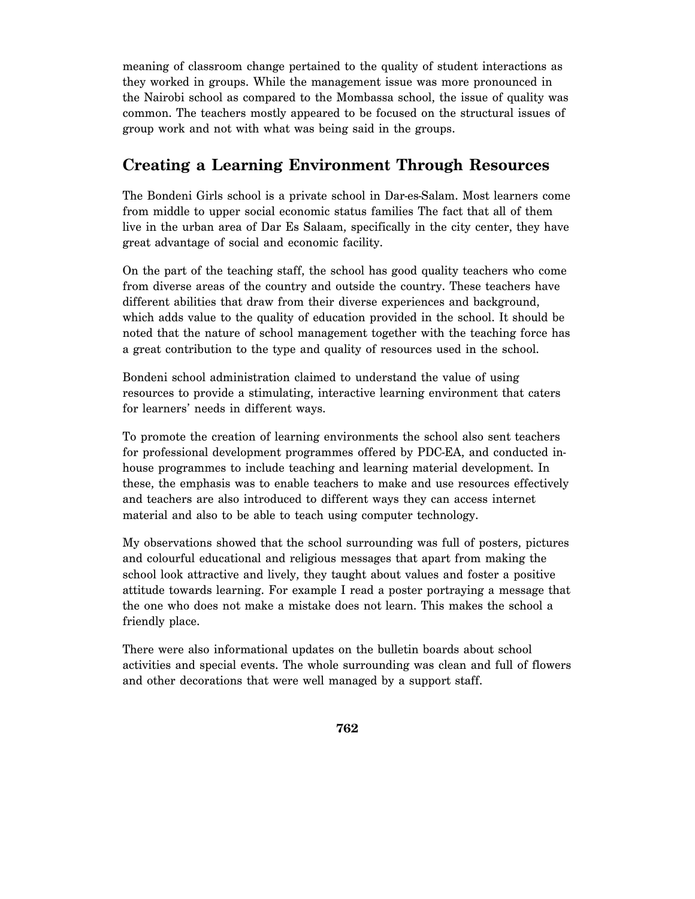meaning of classroom change pertained to the quality of student interactions as they worked in groups. While the management issue was more pronounced in the Nairobi school as compared to the Mombassa school, the issue of quality was common. The teachers mostly appeared to be focused on the structural issues of group work and not with what was being said in the groups.

## Creating a Learning Environment Through Resources

The Bondeni Girls school is a private school in Dar-es-Salam. Most learners come from middle to upper social economic status families The fact that all of them live in the urban area of Dar Es Salaam, specifically in the city center, they have great advantage of social and economic facility.

On the part of the teaching staff, the school has good quality teachers who come from diverse areas of the country and outside the country. These teachers have different abilities that draw from their diverse experiences and background, which adds value to the quality of education provided in the school. It should be noted that the nature of school management together with the teaching force has a great contribution to the type and quality of resources used in the school.

Bondeni school administration claimed to understand the value of using resources to provide a stimulating, interactive learning environment that caters for learners' needs in different ways.

To promote the creation of learning environments the school also sent teachers for professional development programmes offered by PDC-EA, and conducted in-house programmes to include teaching and learning material development. In these, the emphasis was to enable teachers to make and use resources effectively and teachers are also introduced to different ways they can access internet material and also to be able to teach using computer technology.

My observations showed that the school surrounding was full of posters, pictures and colourful educational and religious messages that apart from making the school look attractive and lively, they taught about values and foster a positive attitude towards learning. For example I read a poster portraying a message that the one who does not make a mistake does not learn. This makes the school a friendly place.

There were also informational updates on the bulletin boards about school activities and special events. The whole surrounding was clean and full of flowers and other decorations that were well managed by a support staff.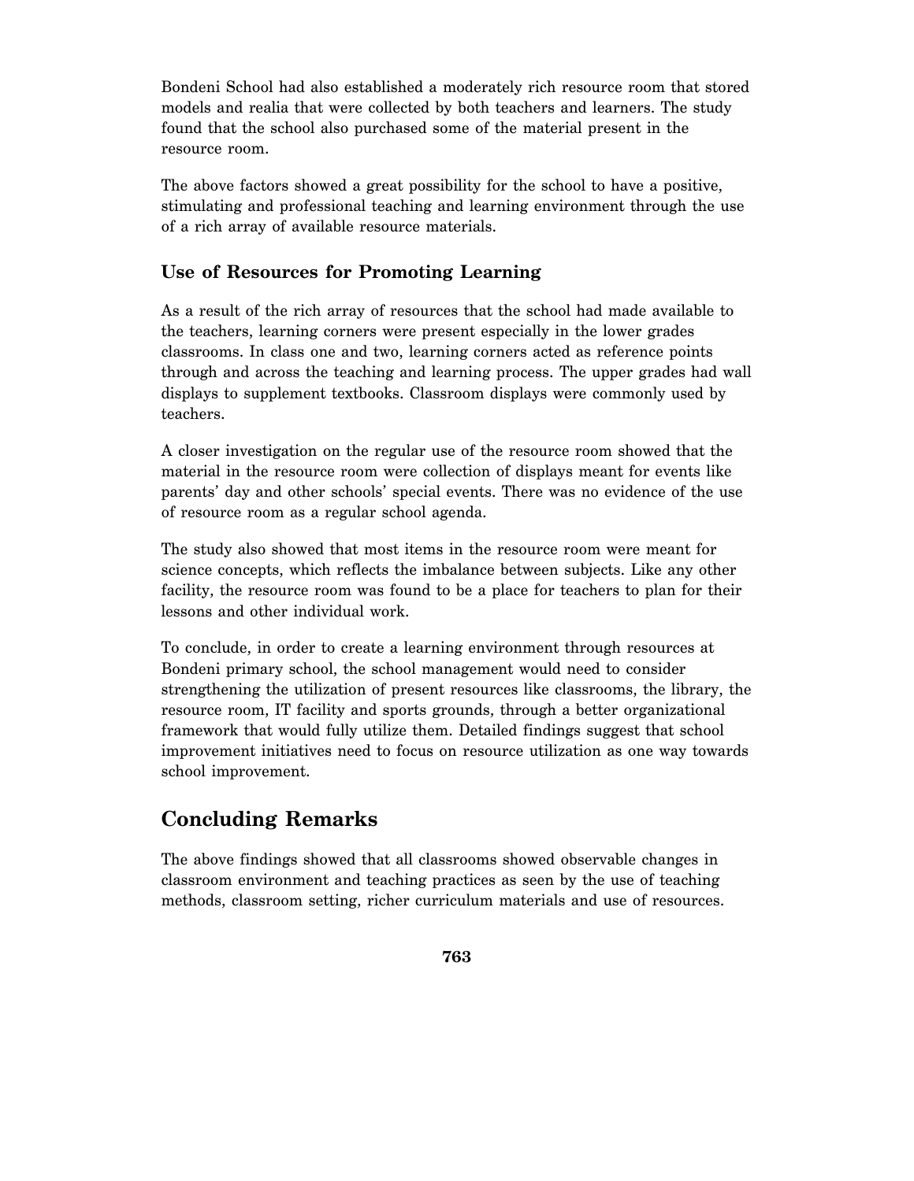Bondeni School had also established a moderately rich resource room that stored models and realia that were collected by both teachers and learners. The study found that the school also purchased some of the material present in the resource room.

The above factors showed a great possibility for the school to have a positive, stimulating and professional teaching and learning environment through the use of a rich array of available resource materials.

### Use of Resources for Promoting Learning

As a result of the rich array of resources that the school had made available to the teachers, learning corners were present especially in the lower grades classrooms. In class one and two, learning corners acted as reference points through and across the teaching and learning process. The upper grades had wall displays to supplement textbooks. Classroom displays were commonly used by teachers.

A closer investigation on the regular use of the resource room showed that the material in the resource room were collection of displays meant for events like parents' day and other schools' special events. There was no evidence of the use of resource room as a regular school agenda.

The study also showed that most items in the resource room were meant for science concepts, which reflects the imbalance between subjects. Like any other facility, the resource room was found to be a place for teachers to plan for their lessons and other individual work.

To conclude, in order to create a learning environment through resources at Bondeni primary school, the school management would need to consider strengthening the utilization of present resources like classrooms, the library, the resource room, IT facility and sports grounds, through a better organizational framework that would fully utilize them. Detailed findings suggest that school improvement initiatives need to focus on resource utilization as one way towards school improvement.

## Concluding Remarks

The above findings showed that all classrooms showed observable changes in classroom environment and teaching practices as seen by the use of teaching methods, classroom setting, richer curriculum materials and use of resources.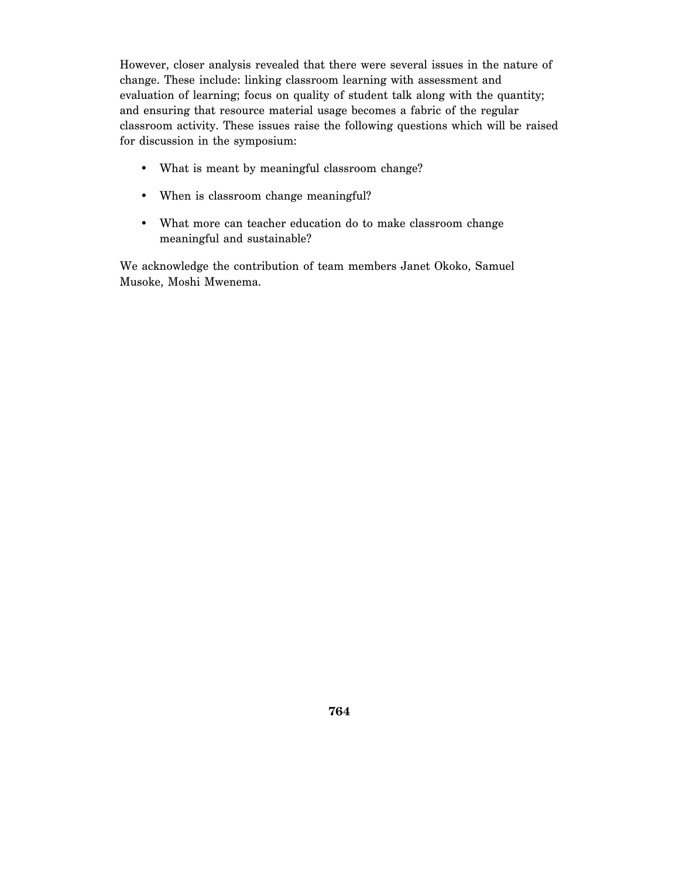However, closer analysis revealed that there were several issues in the nature of change. These include: linking classroom learning with assessment and evaluation of learning; focus on quality of student talk along with the quantity; and ensuring that resource material usage becomes a fabric of the regular classroom activity. These issues raise the following questions which will be raised for discussion in the symposium:

- What is meant by meaningful classroom change?
- When is classroom change meaningful?
- What more can teacher education do to make classroom change meaningful and sustainable?

We acknowledge the contribution of team members Janet Okoko, Samuel Musoke, Moshi Mwenema.